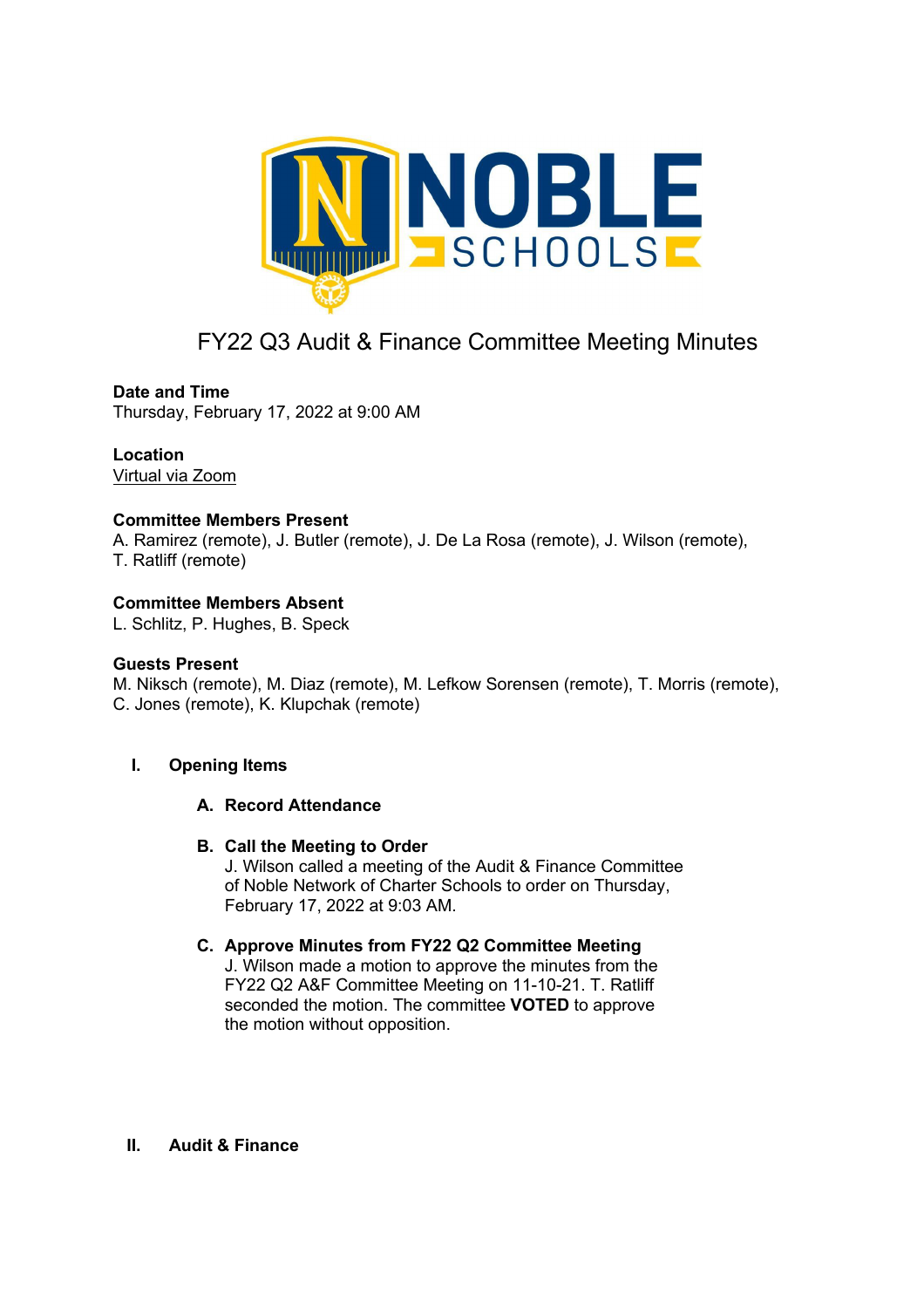# FY22 Q3 Audit & Finance Committee Meeting Minutes

**Date and Time**
Thursday, February 17, 2022 at 9:00 AM

**Location**
Virtual via Zoom

**Committee Members Present**
A. Ramirez (remote), J. Butler (remote), J. De La Rosa (remote), J. Wilson (remote), T. Ratliff (remote)

**Committee Members Absent**
L. Schlitz, P. Hughes, B. Speck

**Guests Present**
M. Niksch (remote), M. Diaz (remote), M. Lefkow Sorensen (remote), T. Morris (remote), C. Jones (remote), K. Klupchak (remote)

## I. Opening Items

### A. Record Attendance

### B. Call the Meeting to Order

J. Wilson called a meeting of the Audit & Finance Committee of Noble Network of Charter Schools to order on Thursday, February 17, 2022 at 9:03 AM.

### C. Approve Minutes from FY22 Q2 Committee Meeting

J. Wilson made a motion to approve the minutes from the FY22 Q2 A&F Committee Meeting on 11-10-21. T. Ratliff seconded the motion. The committee **VOTED** to approve the motion without opposition.

## II. Audit & Finance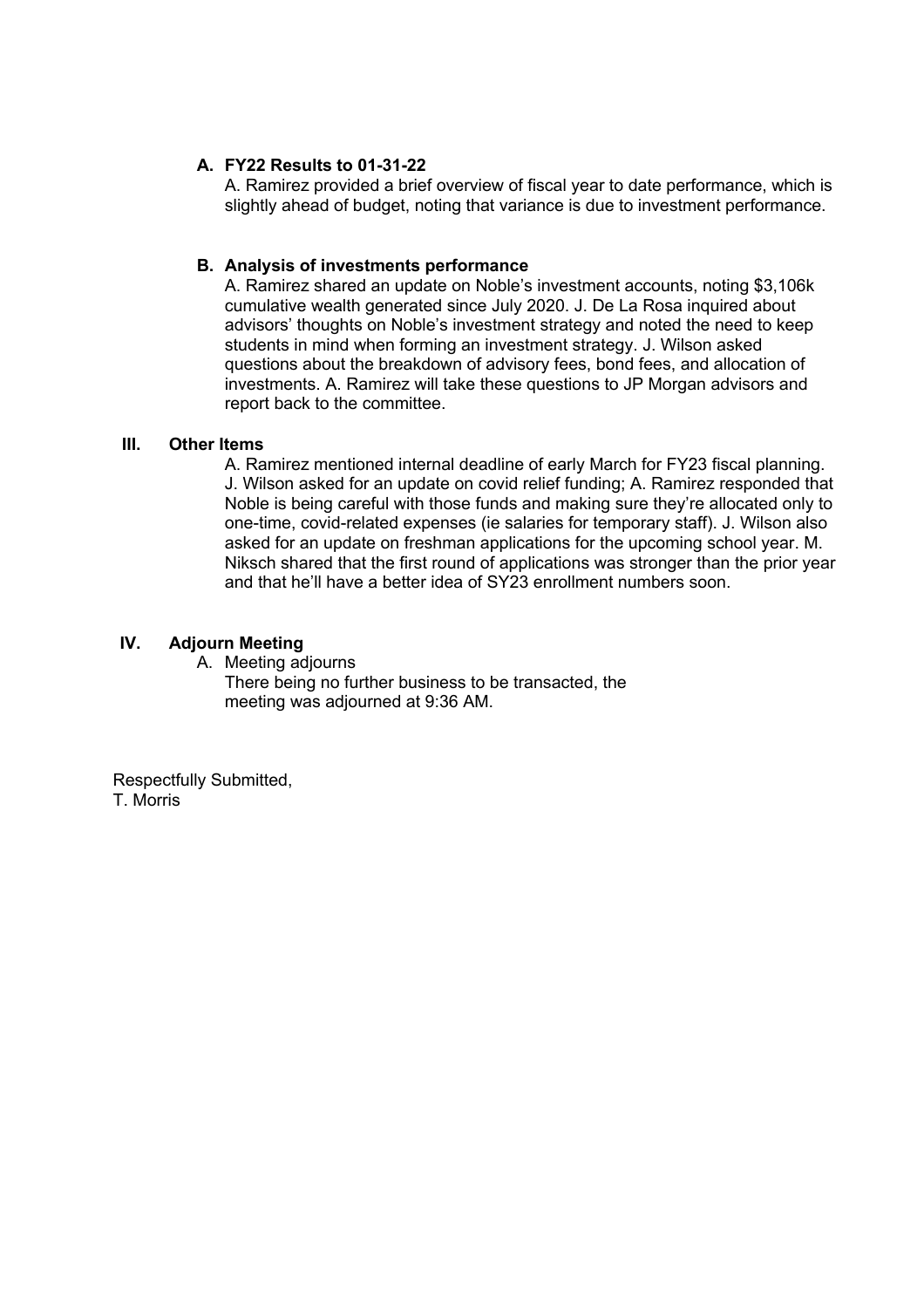A. **FY22 Results to 01-31-22**

A. Ramirez provided a brief overview of fiscal year to date performance, which is slightly ahead of budget, noting that variance is due to investment performance.

B. **Analysis of investments performance**

A. Ramirez shared an update on Noble's investment accounts, noting $3,106k cumulative wealth generated since July 2020. J. De La Rosa inquired about advisors' thoughts on Noble's investment strategy and noted the need to keep students in mind when forming an investment strategy. J. Wilson asked questions about the breakdown of advisory fees, bond fees, and allocation of investments. A. Ramirez will take these questions to JP Morgan advisors and report back to the committee.

## III. Other Items

A. Ramirez mentioned internal deadline of early March for FY23 fiscal planning. J. Wilson asked for an update on covid relief funding; A. Ramirez responded that Noble is being careful with those funds and making sure they're allocated only to one-time, covid-related expenses (ie salaries for temporary staff). J. Wilson also asked for an update on freshman applications for the upcoming school year. M. Niksch shared that the first round of applications was stronger than the prior year and that he'll have a better idea of SY23 enrollment numbers soon.

## IV. Adjourn Meeting

A. Meeting adjourns

There being no further business to be transacted, the meeting was adjourned at 9:36 AM.

Respectfully Submitted,
T. Morris